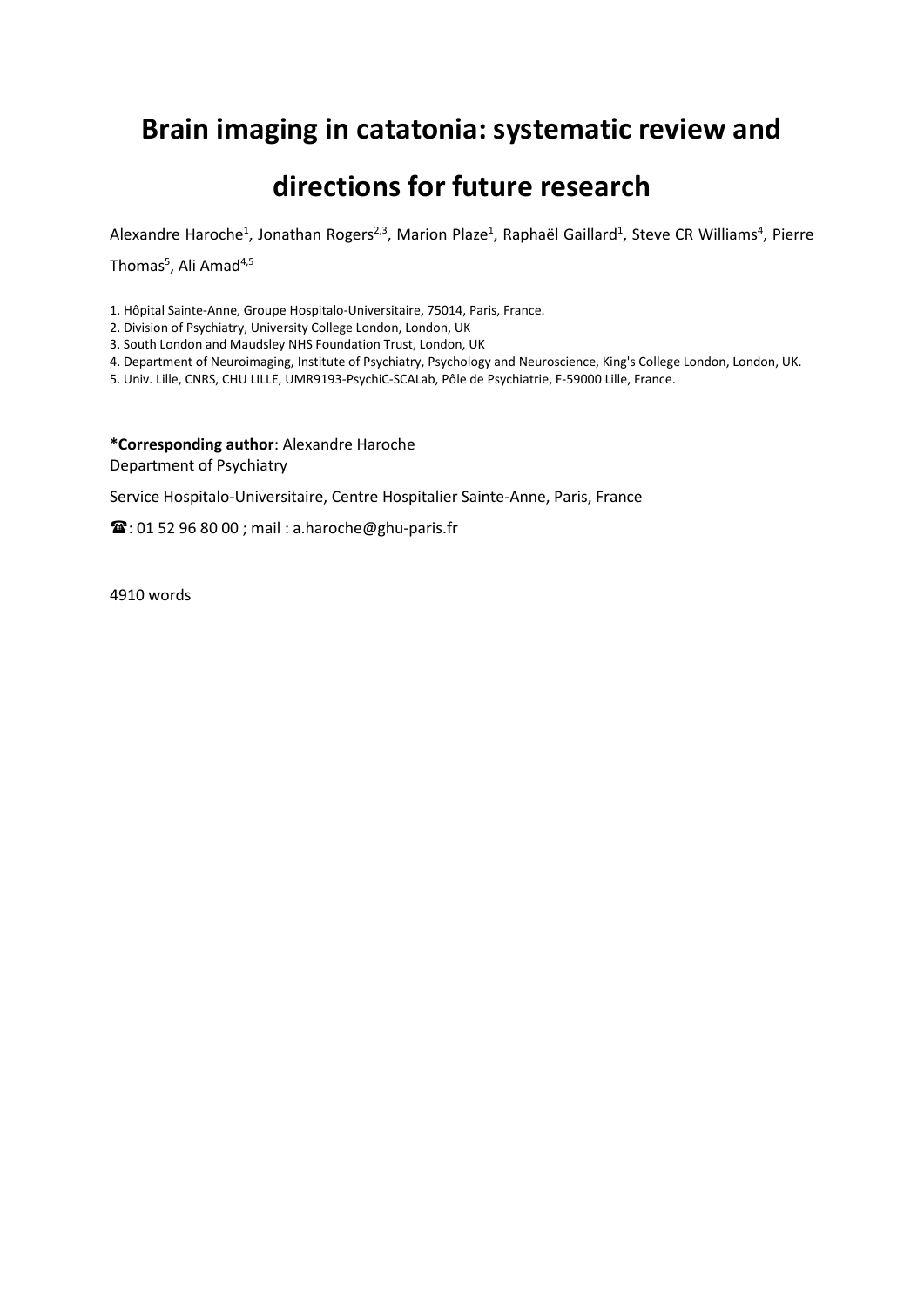# Brain imaging in catatonia: systematic review and directions for future research

Alexandre Haroche[1], Jonathan Rogers[2,3], Marion Plaze[1], Raphaël Gaillard[1], Steve CR Williams[4], Pierre Thomas[5], Ali Amad[4,5]

1. Hôpital Sainte-Anne, Groupe Hospitalo-Universitaire, 75014, Paris, France.
2. Division of Psychiatry, University College London, London, UK
3. South London and Maudsley NHS Foundation Trust, London, UK
4. Department of Neuroimaging, Institute of Psychiatry, Psychology and Neuroscience, King's College London, London, UK.
5. Univ. Lille, CNRS, CHU LILLE, UMR9193-PsychiC-SCALab, Pôle de Psychiatrie, F-59000 Lille, France.

**\*Corresponding author**: Alexandre Haroche
Department of Psychiatry

Service Hospitalo-Universitaire, Centre Hospitalier Sainte-Anne, Paris, France

☎: 01 52 96 80 00 ; mail : a.haroche@ghu-paris.fr

4910 words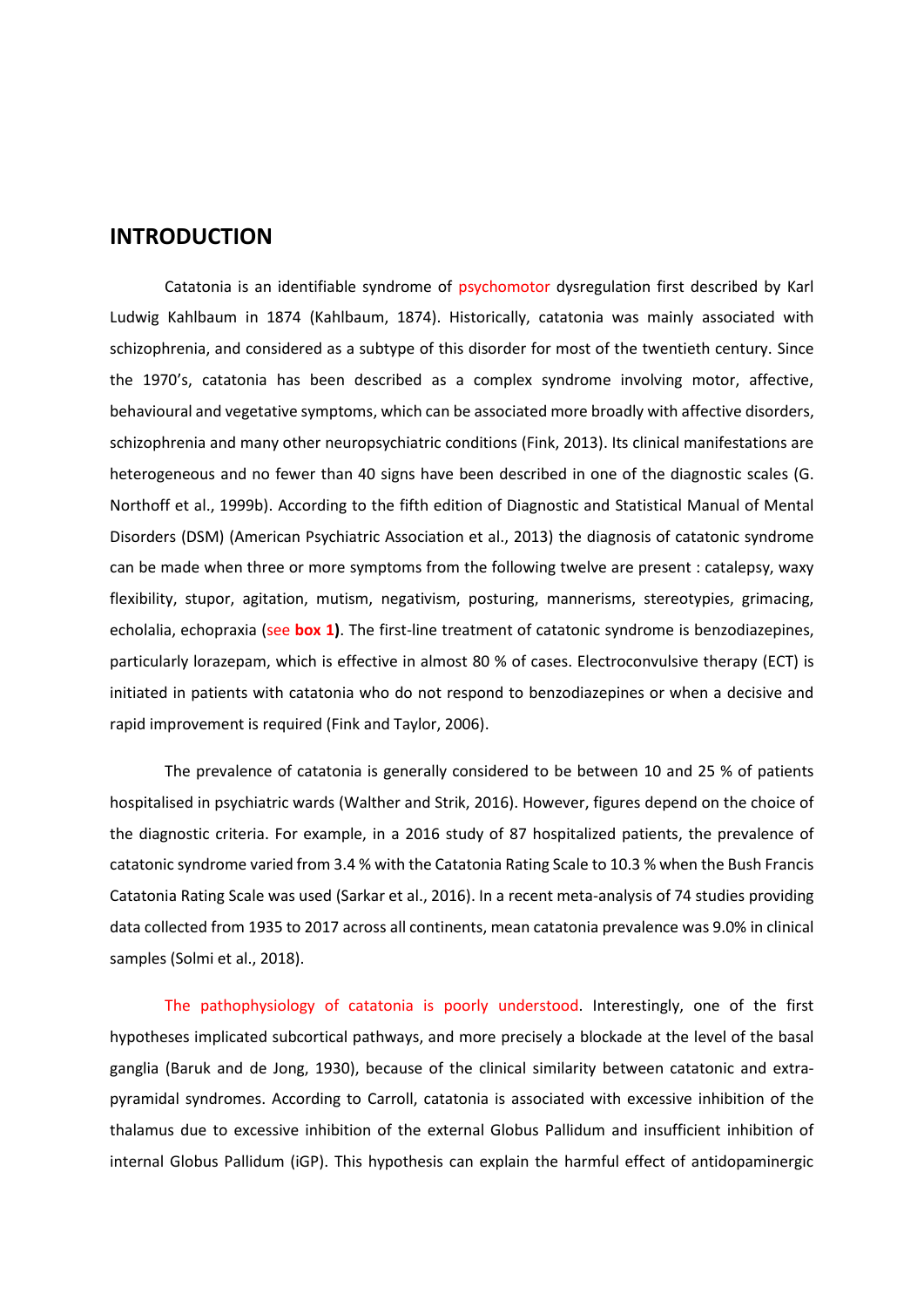## INTRODUCTION

Catatonia is an identifiable syndrome of psychomotor dysregulation first described by Karl Ludwig Kahlbaum in 1874 (Kahlbaum, 1874). Historically, catatonia was mainly associated with schizophrenia, and considered as a subtype of this disorder for most of the twentieth century. Since the 1970's, catatonia has been described as a complex syndrome involving motor, affective, behavioural and vegetative symptoms, which can be associated more broadly with affective disorders, schizophrenia and many other neuropsychiatric conditions (Fink, 2013). Its clinical manifestations are heterogeneous and no fewer than 40 signs have been described in one of the diagnostic scales (G. Northoff et al., 1999b). According to the fifth edition of Diagnostic and Statistical Manual of Mental Disorders (DSM) (American Psychiatric Association et al., 2013) the diagnosis of catatonic syndrome can be made when three or more symptoms from the following twelve are present : catalepsy, waxy flexibility, stupor, agitation, mutism, negativism, posturing, mannerisms, stereotypies, grimacing, echolalia, echopraxia (see **box 1**). The first-line treatment of catatonic syndrome is benzodiazepines, particularly lorazepam, which is effective in almost 80 % of cases. Electroconvulsive therapy (ECT) is initiated in patients with catatonia who do not respond to benzodiazepines or when a decisive and rapid improvement is required (Fink and Taylor, 2006).

The prevalence of catatonia is generally considered to be between 10 and 25 % of patients hospitalised in psychiatric wards (Walther and Strik, 2016). However, figures depend on the choice of the diagnostic criteria. For example, in a 2016 study of 87 hospitalized patients, the prevalence of catatonic syndrome varied from 3.4 % with the Catatonia Rating Scale to 10.3 % when the Bush Francis Catatonia Rating Scale was used (Sarkar et al., 2016). In a recent meta-analysis of 74 studies providing data collected from 1935 to 2017 across all continents, mean catatonia prevalence was 9.0% in clinical samples (Solmi et al., 2018).

The pathophysiology of catatonia is poorly understood. Interestingly, one of the first hypotheses implicated subcortical pathways, and more precisely a blockade at the level of the basal ganglia (Baruk and de Jong, 1930), because of the clinical similarity between catatonic and extra-pyramidal syndromes. According to Carroll, catatonia is associated with excessive inhibition of the thalamus due to excessive inhibition of the external Globus Pallidum and insufficient inhibition of internal Globus Pallidum (iGP). This hypothesis can explain the harmful effect of antidopaminergic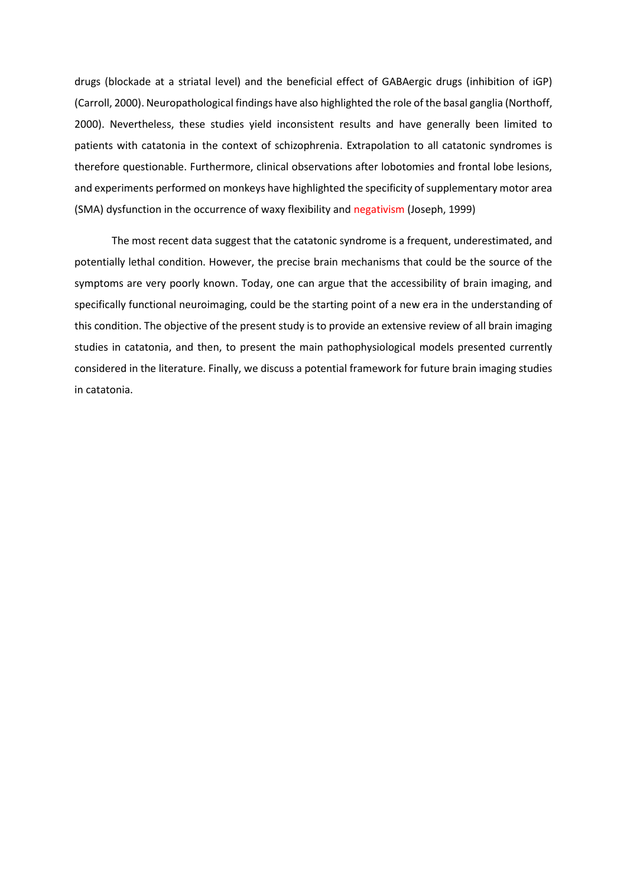drugs (blockade at a striatal level) and the beneficial effect of GABAergic drugs (inhibition of iGP) (Carroll, 2000). Neuropathological findings have also highlighted the role of the basal ganglia (Northoff, 2000). Nevertheless, these studies yield inconsistent results and have generally been limited to patients with catatonia in the context of schizophrenia. Extrapolation to all catatonic syndromes is therefore questionable. Furthermore, clinical observations after lobotomies and frontal lobe lesions, and experiments performed on monkeys have highlighted the specificity of supplementary motor area (SMA) dysfunction in the occurrence of waxy flexibility and negativism (Joseph, 1999)

The most recent data suggest that the catatonic syndrome is a frequent, underestimated, and potentially lethal condition. However, the precise brain mechanisms that could be the source of the symptoms are very poorly known. Today, one can argue that the accessibility of brain imaging, and specifically functional neuroimaging, could be the starting point of a new era in the understanding of this condition. The objective of the present study is to provide an extensive review of all brain imaging studies in catatonia, and then, to present the main pathophysiological models presented currently considered in the literature. Finally, we discuss a potential framework for future brain imaging studies in catatonia.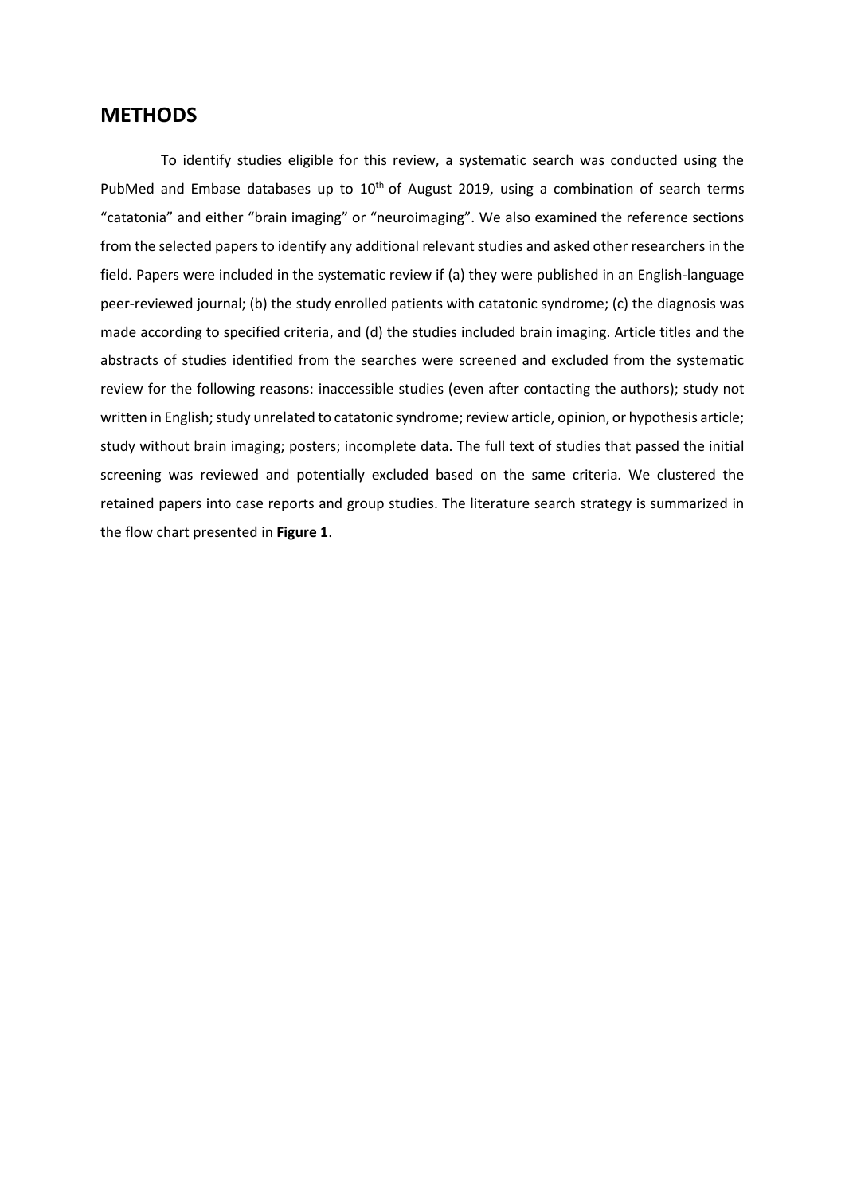## METHODS

To identify studies eligible for this review, a systematic search was conducted using the PubMed and Embase databases up to $10^{th}$ of August 2019, using a combination of search terms "catatonia" and either "brain imaging" or "neuroimaging". We also examined the reference sections from the selected papers to identify any additional relevant studies and asked other researchers in the field. Papers were included in the systematic review if (a) they were published in an English-language peer-reviewed journal; (b) the study enrolled patients with catatonic syndrome; (c) the diagnosis was made according to specified criteria, and (d) the studies included brain imaging. Article titles and the abstracts of studies identified from the searches were screened and excluded from the systematic review for the following reasons: inaccessible studies (even after contacting the authors); study not written in English; study unrelated to catatonic syndrome; review article, opinion, or hypothesis article; study without brain imaging; posters; incomplete data. The full text of studies that passed the initial screening was reviewed and potentially excluded based on the same criteria. We clustered the retained papers into case reports and group studies. The literature search strategy is summarized in the flow chart presented in **Figure 1**.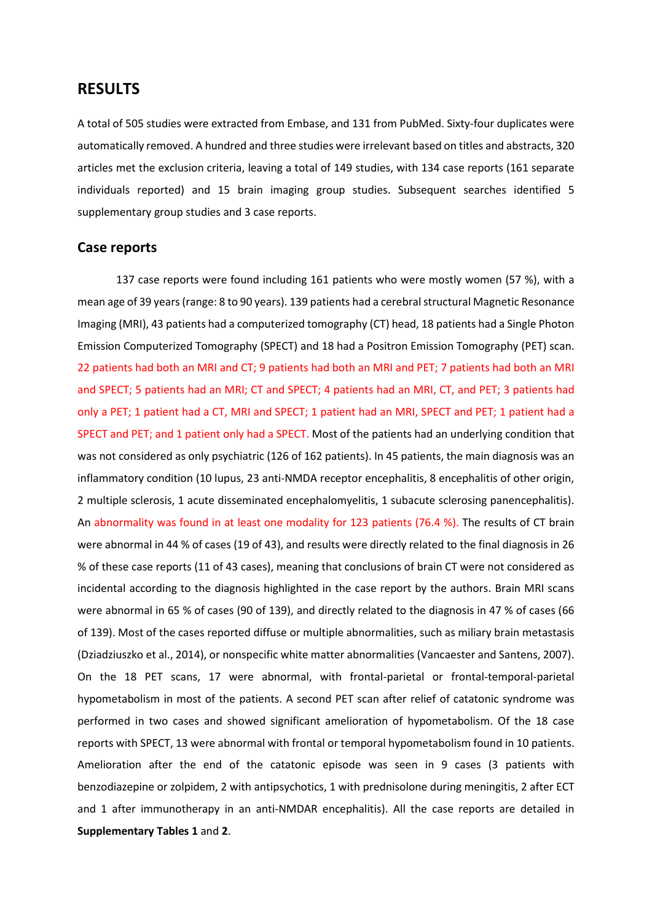# RESULTS

A total of 505 studies were extracted from Embase, and 131 from PubMed. Sixty-four duplicates were automatically removed. A hundred and three studies were irrelevant based on titles and abstracts, 320 articles met the exclusion criteria, leaving a total of 149 studies, with 134 case reports (161 separate individuals reported) and 15 brain imaging group studies. Subsequent searches identified 5 supplementary group studies and 3 case reports.

## Case reports

137 case reports were found including 161 patients who were mostly women (57 %), with a mean age of 39 years (range: 8 to 90 years). 139 patients had a cerebral structural Magnetic Resonance Imaging (MRI), 43 patients had a computerized tomography (CT) head, 18 patients had a Single Photon Emission Computerized Tomography (SPECT) and 18 had a Positron Emission Tomography (PET) scan. 22 patients had both an MRI and CT; 9 patients had both an MRI and PET; 7 patients had both an MRI and SPECT; 5 patients had an MRI; CT and SPECT; 4 patients had an MRI, CT, and PET; 3 patients had only a PET; 1 patient had a CT, MRI and SPECT; 1 patient had an MRI, SPECT and PET; 1 patient had a SPECT and PET; and 1 patient only had a SPECT. Most of the patients had an underlying condition that was not considered as only psychiatric (126 of 162 patients). In 45 patients, the main diagnosis was an inflammatory condition (10 lupus, 23 anti-NMDA receptor encephalitis, 8 encephalitis of other origin, 2 multiple sclerosis, 1 acute disseminated encephalomyelitis, 1 subacute sclerosing panencephalitis). An abnormality was found in at least one modality for 123 patients (76.4 %). The results of CT brain were abnormal in 44 % of cases (19 of 43), and results were directly related to the final diagnosis in 26 % of these case reports (11 of 43 cases), meaning that conclusions of brain CT were not considered as incidental according to the diagnosis highlighted in the case report by the authors. Brain MRI scans were abnormal in 65 % of cases (90 of 139), and directly related to the diagnosis in 47 % of cases (66 of 139). Most of the cases reported diffuse or multiple abnormalities, such as miliary brain metastasis (Dziadziuszko et al., 2014), or nonspecific white matter abnormalities (Vancaester and Santens, 2007). On the 18 PET scans, 17 were abnormal, with frontal-parietal or frontal-temporal-parietal hypometabolism in most of the patients. A second PET scan after relief of catatonic syndrome was performed in two cases and showed significant amelioration of hypometabolism. Of the 18 case reports with SPECT, 13 were abnormal with frontal or temporal hypometabolism found in 10 patients. Amelioration after the end of the catatonic episode was seen in 9 cases (3 patients with benzodiazepine or zolpidem, 2 with antipsychotics, 1 with prednisolone during meningitis, 2 after ECT and 1 after immunotherapy in an anti-NMDAR encephalitis). All the case reports are detailed in **Supplementary Tables 1** and **2**.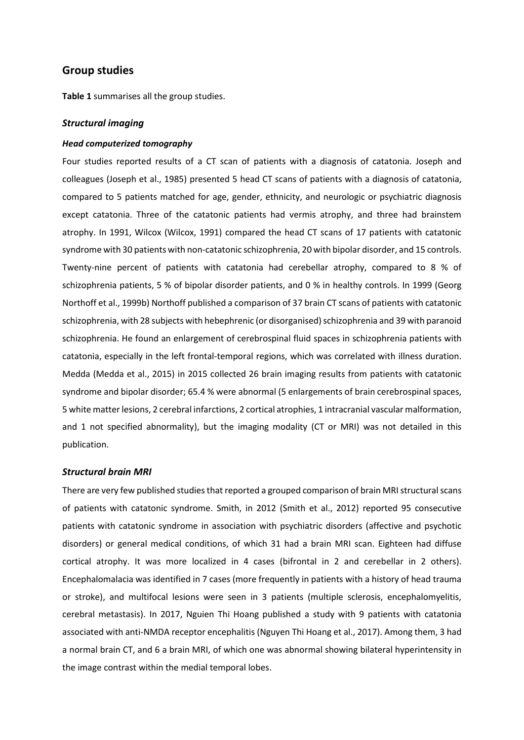## Group studies

**Table 1** summarises all the group studies.

### *Structural imaging*

#### *Head computerized tomography*

Four studies reported results of a CT scan of patients with a diagnosis of catatonia. Joseph and colleagues (Joseph et al., 1985) presented 5 head CT scans of patients with a diagnosis of catatonia, compared to 5 patients matched for age, gender, ethnicity, and neurologic or psychiatric diagnosis except catatonia. Three of the catatonic patients had vermis atrophy, and three had brainstem atrophy. In 1991, Wilcox (Wilcox, 1991) compared the head CT scans of 17 patients with catatonic syndrome with 30 patients with non-catatonic schizophrenia, 20 with bipolar disorder, and 15 controls. Twenty-nine percent of patients with catatonia had cerebellar atrophy, compared to 8 % of schizophrenia patients, 5 % of bipolar disorder patients, and 0 % in healthy controls. In 1999 (Georg Northoff et al., 1999b) Northoff published a comparison of 37 brain CT scans of patients with catatonic schizophrenia, with 28 subjects with hebephrenic (or disorganised) schizophrenia and 39 with paranoid schizophrenia. He found an enlargement of cerebrospinal fluid spaces in schizophrenia patients with catatonia, especially in the left frontal-temporal regions, which was correlated with illness duration. Medda (Medda et al., 2015) in 2015 collected 26 brain imaging results from patients with catatonic syndrome and bipolar disorder; 65.4 % were abnormal (5 enlargements of brain cerebrospinal spaces, 5 white matter lesions, 2 cerebral infarctions, 2 cortical atrophies, 1 intracranial vascular malformation, and 1 not specified abnormality), but the imaging modality (CT or MRI) was not detailed in this publication.

### *Structural brain MRI*

There are very few published studies that reported a grouped comparison of brain MRI structural scans of patients with catatonic syndrome. Smith, in 2012 (Smith et al., 2012) reported 95 consecutive patients with catatonic syndrome in association with psychiatric disorders (affective and psychotic disorders) or general medical conditions, of which 31 had a brain MRI scan. Eighteen had diffuse cortical atrophy. It was more localized in 4 cases (bifrontal in 2 and cerebellar in 2 others). Encephalomalacia was identified in 7 cases (more frequently in patients with a history of head trauma or stroke), and multifocal lesions were seen in 3 patients (multiple sclerosis, encephalomyelitis, cerebral metastasis). In 2017, Nguien Thi Hoang published a study with 9 patients with catatonia associated with anti-NMDA receptor encephalitis (Nguyen Thi Hoang et al., 2017). Among them, 3 had a normal brain CT, and 6 a brain MRI, of which one was abnormal showing bilateral hyperintensity in the image contrast within the medial temporal lobes.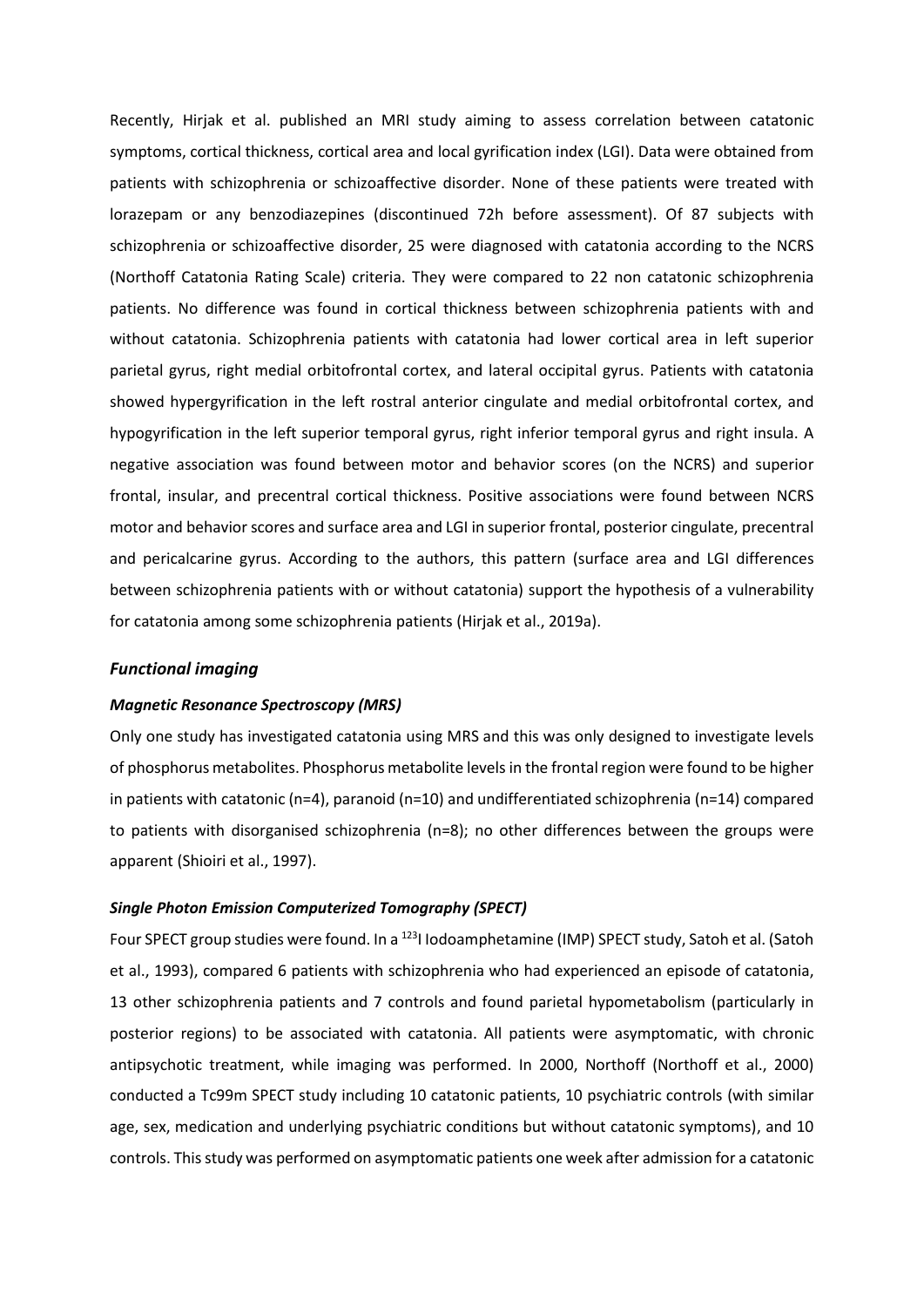Recently, Hirjak et al. published an MRI study aiming to assess correlation between catatonic symptoms, cortical thickness, cortical area and local gyrification index (LGI). Data were obtained from patients with schizophrenia or schizoaffective disorder. None of these patients were treated with lorazepam or any benzodiazepines (discontinued 72h before assessment). Of 87 subjects with schizophrenia or schizoaffective disorder, 25 were diagnosed with catatonia according to the NCRS (Northoff Catatonia Rating Scale) criteria. They were compared to 22 non catatonic schizophrenia patients. No difference was found in cortical thickness between schizophrenia patients with and without catatonia. Schizophrenia patients with catatonia had lower cortical area in left superior parietal gyrus, right medial orbitofrontal cortex, and lateral occipital gyrus. Patients with catatonia showed hypergyrification in the left rostral anterior cingulate and medial orbitofrontal cortex, and hypogyrification in the left superior temporal gyrus, right inferior temporal gyrus and right insula. A negative association was found between motor and behavior scores (on the NCRS) and superior frontal, insular, and precentral cortical thickness. Positive associations were found between NCRS motor and behavior scores and surface area and LGI in superior frontal, posterior cingulate, precentral and pericalcarine gyrus. According to the authors, this pattern (surface area and LGI differences between schizophrenia patients with or without catatonia) support the hypothesis of a vulnerability for catatonia among some schizophrenia patients (Hirjak et al., 2019a).

### *Functional imaging*

#### *Magnetic Resonance Spectroscopy (MRS)*

Only one study has investigated catatonia using MRS and this was only designed to investigate levels of phosphorus metabolites. Phosphorus metabolite levels in the frontal region were found to be higher in patients with catatonic (n=4), paranoid (n=10) and undifferentiated schizophrenia (n=14) compared to patients with disorganised schizophrenia (n=8); no other differences between the groups were apparent (Shioiri et al., 1997).

#### *Single Photon Emission Computerized Tomography (SPECT)*

Four SPECT group studies were found. In a $^{123}$I Iodoamphetamine (IMP) SPECT study, Satoh et al. (Satoh et al., 1993), compared 6 patients with schizophrenia who had experienced an episode of catatonia, 13 other schizophrenia patients and 7 controls and found parietal hypometabolism (particularly in posterior regions) to be associated with catatonia. All patients were asymptomatic, with chronic antipsychotic treatment, while imaging was performed. In 2000, Northoff (Northoff et al., 2000) conducted a Tc99m SPECT study including 10 catatonic patients, 10 psychiatric controls (with similar age, sex, medication and underlying psychiatric conditions but without catatonic symptoms), and 10 controls. This study was performed on asymptomatic patients one week after admission for a catatonic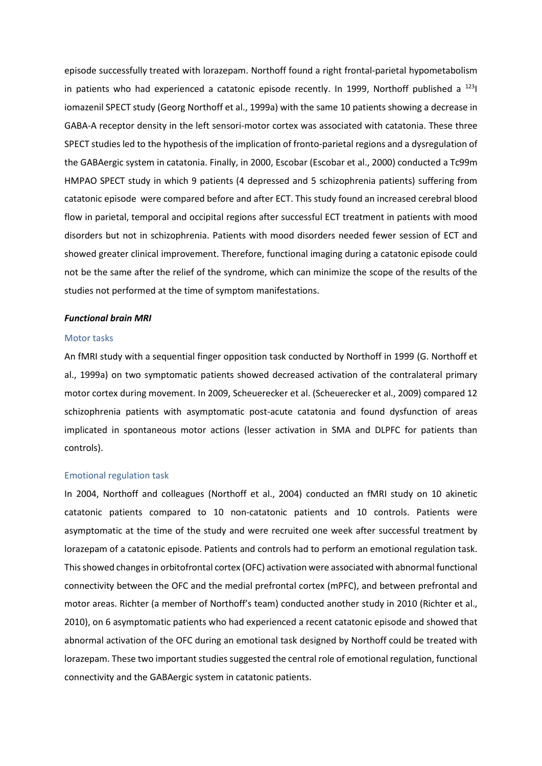episode successfully treated with lorazepam. Northoff found a right frontal-parietal hypometabolism in patients who had experienced a catatonic episode recently. In 1999, Northoff published a $^{123}$I iomazenil SPECT study (Georg Northoff et al., 1999a) with the same 10 patients showing a decrease in GABA-A receptor density in the left sensori-motor cortex was associated with catatonia. These three SPECT studies led to the hypothesis of the implication of fronto-parietal regions and a dysregulation of the GABAergic system in catatonia. Finally, in 2000, Escobar (Escobar et al., 2000) conducted a Tc99m HMPAO SPECT study in which 9 patients (4 depressed and 5 schizophrenia patients) suffering from catatonic episode were compared before and after ECT. This study found an increased cerebral blood flow in parietal, temporal and occipital regions after successful ECT treatment in patients with mood disorders but not in schizophrenia. Patients with mood disorders needed fewer session of ECT and showed greater clinical improvement. Therefore, functional imaging during a catatonic episode could not be the same after the relief of the syndrome, which can minimize the scope of the results of the studies not performed at the time of symptom manifestations.

***Functional brain MRI***

#### Motor tasks

An fMRI study with a sequential finger opposition task conducted by Northoff in 1999 (G. Northoff et al., 1999a) on two symptomatic patients showed decreased activation of the contralateral primary motor cortex during movement. In 2009, Scheuerecker et al. (Scheuerecker et al., 2009) compared 12 schizophrenia patients with asymptomatic post-acute catatonia and found dysfunction of areas implicated in spontaneous motor actions (lesser activation in SMA and DLPFC for patients than controls).

#### Emotional regulation task

In 2004, Northoff and colleagues (Northoff et al., 2004) conducted an fMRI study on 10 akinetic catatonic patients compared to 10 non-catatonic patients and 10 controls. Patients were asymptomatic at the time of the study and were recruited one week after successful treatment by lorazepam of a catatonic episode. Patients and controls had to perform an emotional regulation task. This showed changes in orbitofrontal cortex (OFC) activation were associated with abnormal functional connectivity between the OFC and the medial prefrontal cortex (mPFC), and between prefrontal and motor areas. Richter (a member of Northoff's team) conducted another study in 2010 (Richter et al., 2010), on 6 asymptomatic patients who had experienced a recent catatonic episode and showed that abnormal activation of the OFC during an emotional task designed by Northoff could be treated with lorazepam. These two important studies suggested the central role of emotional regulation, functional connectivity and the GABAergic system in catatonic patients.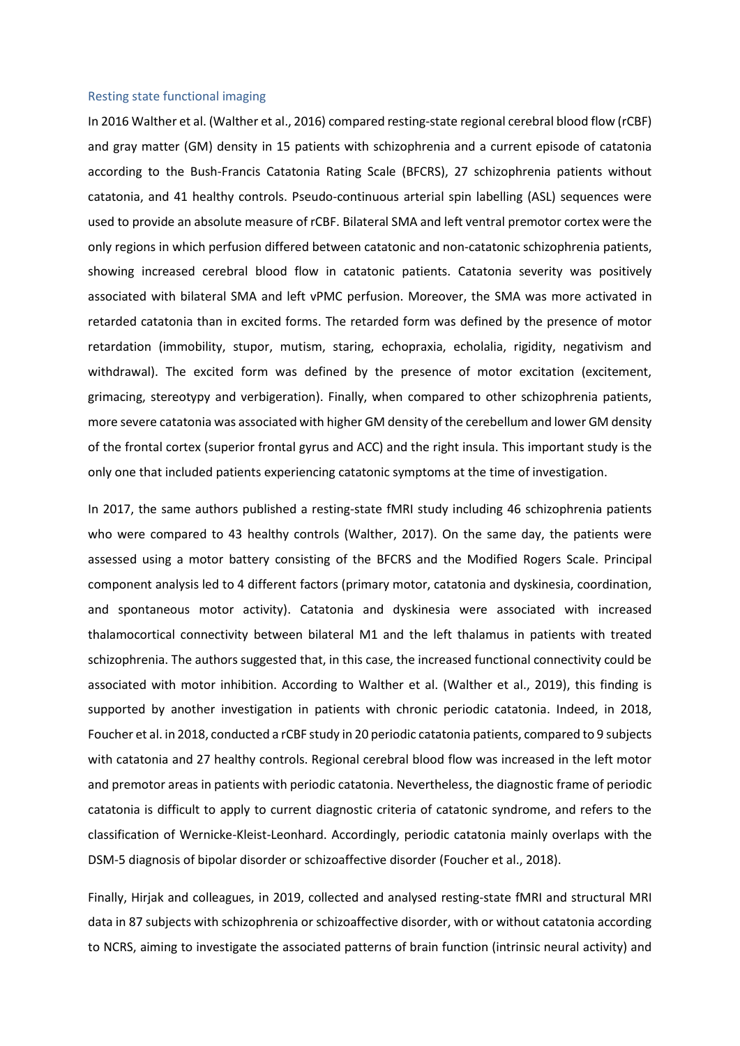### Resting state functional imaging

In 2016 Walther et al. (Walther et al., 2016) compared resting-state regional cerebral blood flow (rCBF) and gray matter (GM) density in 15 patients with schizophrenia and a current episode of catatonia according to the Bush-Francis Catatonia Rating Scale (BFCRS), 27 schizophrenia patients without catatonia, and 41 healthy controls. Pseudo-continuous arterial spin labelling (ASL) sequences were used to provide an absolute measure of rCBF. Bilateral SMA and left ventral premotor cortex were the only regions in which perfusion differed between catatonic and non-catatonic schizophrenia patients, showing increased cerebral blood flow in catatonic patients. Catatonia severity was positively associated with bilateral SMA and left vPMC perfusion. Moreover, the SMA was more activated in retarded catatonia than in excited forms. The retarded form was defined by the presence of motor retardation (immobility, stupor, mutism, staring, echopraxia, echolalia, rigidity, negativism and withdrawal). The excited form was defined by the presence of motor excitation (excitement, grimacing, stereotypy and verbigeration). Finally, when compared to other schizophrenia patients, more severe catatonia was associated with higher GM density of the cerebellum and lower GM density of the frontal cortex (superior frontal gyrus and ACC) and the right insula. This important study is the only one that included patients experiencing catatonic symptoms at the time of investigation.

In 2017, the same authors published a resting-state fMRI study including 46 schizophrenia patients who were compared to 43 healthy controls (Walther, 2017). On the same day, the patients were assessed using a motor battery consisting of the BFCRS and the Modified Rogers Scale. Principal component analysis led to 4 different factors (primary motor, catatonia and dyskinesia, coordination, and spontaneous motor activity). Catatonia and dyskinesia were associated with increased thalamocortical connectivity between bilateral M1 and the left thalamus in patients with treated schizophrenia. The authors suggested that, in this case, the increased functional connectivity could be associated with motor inhibition. According to Walther et al. (Walther et al., 2019), this finding is supported by another investigation in patients with chronic periodic catatonia. Indeed, in 2018, Foucher et al. in 2018, conducted a rCBF study in 20 periodic catatonia patients, compared to 9 subjects with catatonia and 27 healthy controls. Regional cerebral blood flow was increased in the left motor and premotor areas in patients with periodic catatonia. Nevertheless, the diagnostic frame of periodic catatonia is difficult to apply to current diagnostic criteria of catatonic syndrome, and refers to the classification of Wernicke-Kleist-Leonhard. Accordingly, periodic catatonia mainly overlaps with the DSM-5 diagnosis of bipolar disorder or schizoaffective disorder (Foucher et al., 2018).

Finally, Hirjak and colleagues, in 2019, collected and analysed resting-state fMRI and structural MRI data in 87 subjects with schizophrenia or schizoaffective disorder, with or without catatonia according to NCRS, aiming to investigate the associated patterns of brain function (intrinsic neural activity) and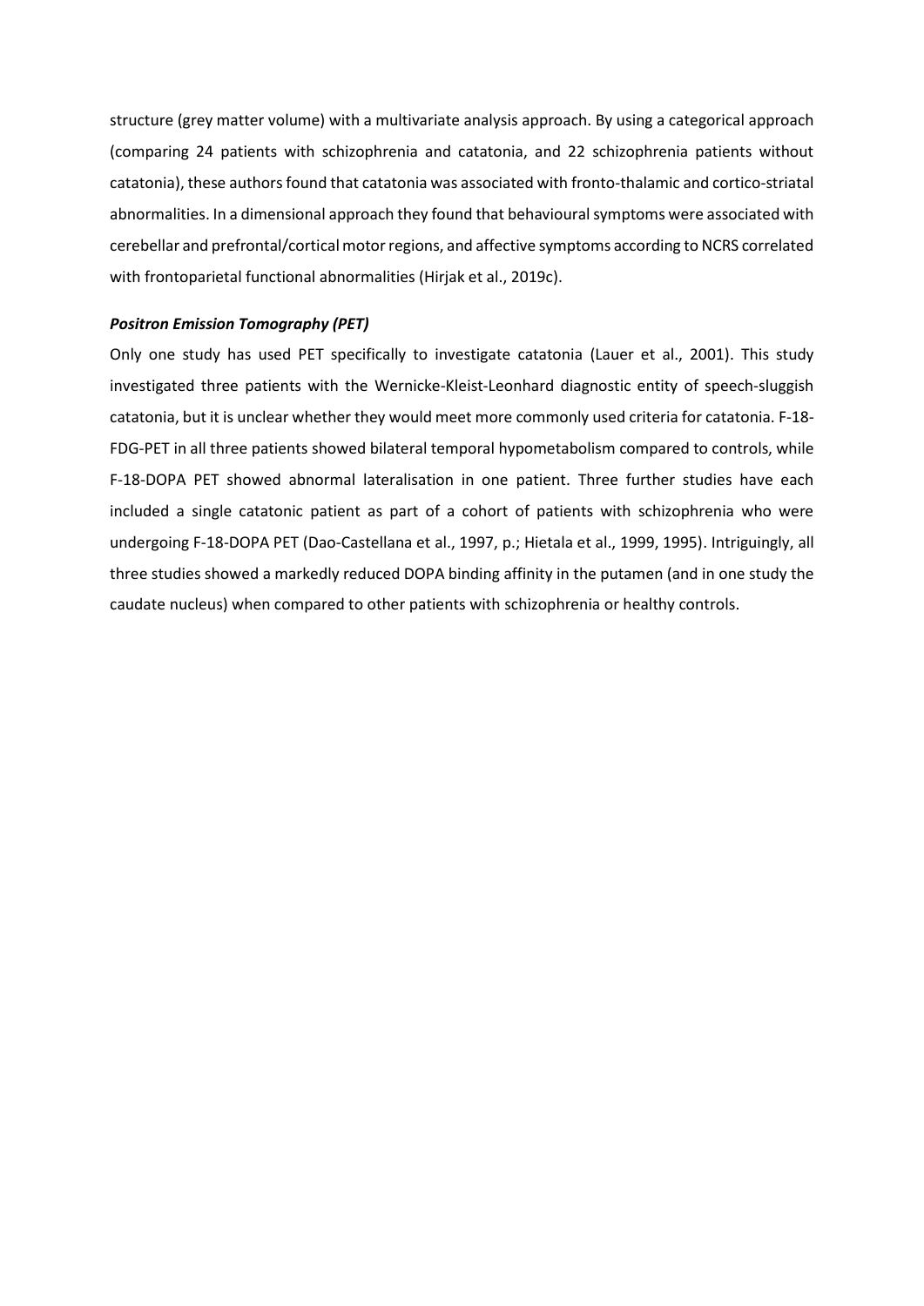structure (grey matter volume) with a multivariate analysis approach. By using a categorical approach (comparing 24 patients with schizophrenia and catatonia, and 22 schizophrenia patients without catatonia), these authors found that catatonia was associated with fronto-thalamic and cortico-striatal abnormalities. In a dimensional approach they found that behavioural symptoms were associated with cerebellar and prefrontal/cortical motor regions, and affective symptoms according to NCRS correlated with frontoparietal functional abnormalities (Hirjak et al., 2019c).

***Positron Emission Tomography (PET)***

Only one study has used PET specifically to investigate catatonia (Lauer et al., 2001). This study investigated three patients with the Wernicke-Kleist-Leonhard diagnostic entity of speech-sluggish catatonia, but it is unclear whether they would meet more commonly used criteria for catatonia. F-18-FDG-PET in all three patients showed bilateral temporal hypometabolism compared to controls, while F-18-DOPA PET showed abnormal lateralisation in one patient. Three further studies have each included a single catatonic patient as part of a cohort of patients with schizophrenia who were undergoing F-18-DOPA PET (Dao-Castellana et al., 1997, p.; Hietala et al., 1999, 1995). Intriguingly, all three studies showed a markedly reduced DOPA binding affinity in the putamen (and in one study the caudate nucleus) when compared to other patients with schizophrenia or healthy controls.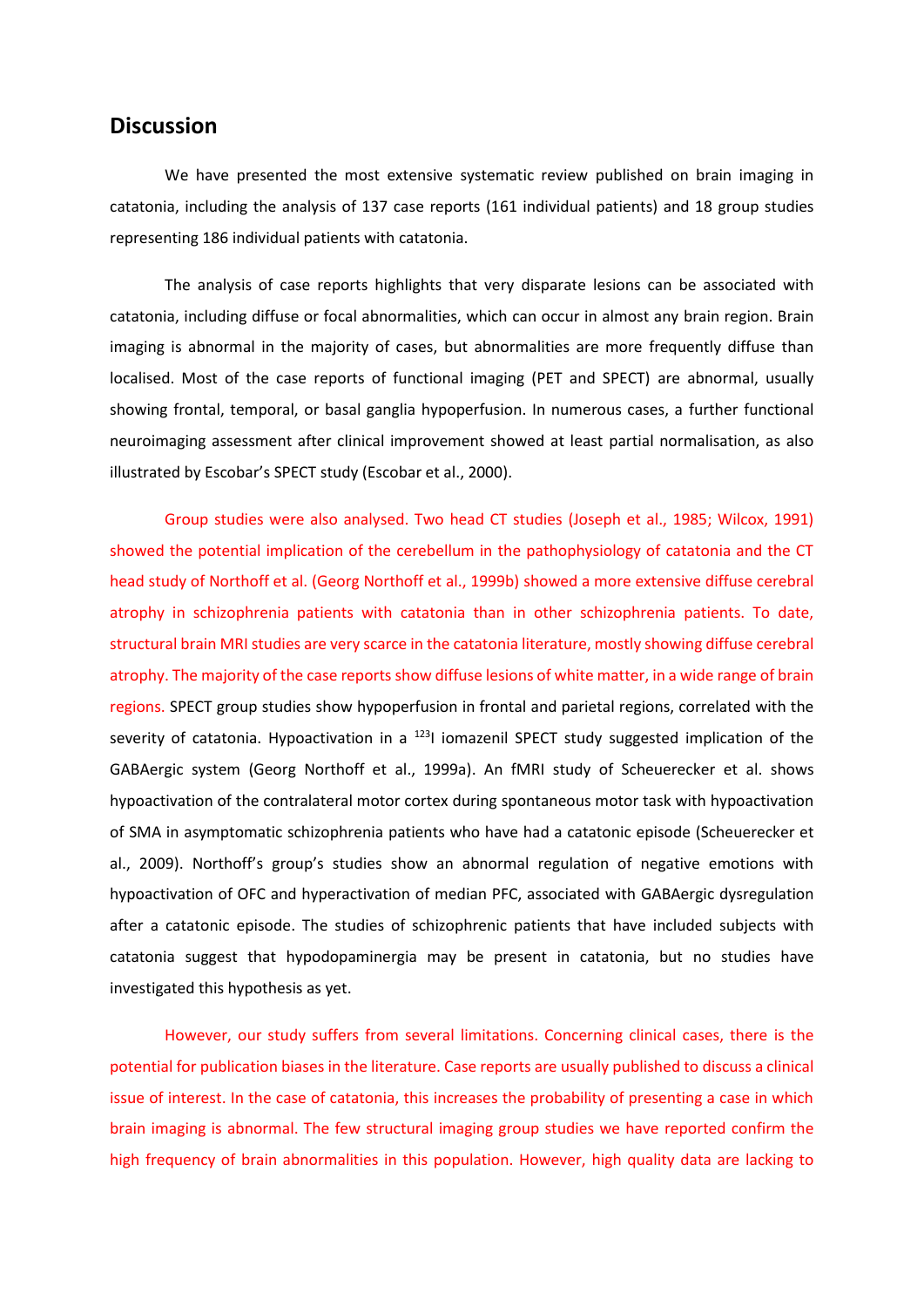## Discussion

We have presented the most extensive systematic review published on brain imaging in catatonia, including the analysis of 137 case reports (161 individual patients) and 18 group studies representing 186 individual patients with catatonia.

The analysis of case reports highlights that very disparate lesions can be associated with catatonia, including diffuse or focal abnormalities, which can occur in almost any brain region. Brain imaging is abnormal in the majority of cases, but abnormalities are more frequently diffuse than localised. Most of the case reports of functional imaging (PET and SPECT) are abnormal, usually showing frontal, temporal, or basal ganglia hypoperfusion. In numerous cases, a further functional neuroimaging assessment after clinical improvement showed at least partial normalisation, as also illustrated by Escobar's SPECT study (Escobar et al., 2000).

Group studies were also analysed. Two head CT studies (Joseph et al., 1985; Wilcox, 1991) showed the potential implication of the cerebellum in the pathophysiology of catatonia and the CT head study of Northoff et al. (Georg Northoff et al., 1999b) showed a more extensive diffuse cerebral atrophy in schizophrenia patients with catatonia than in other schizophrenia patients. To date, structural brain MRI studies are very scarce in the catatonia literature, mostly showing diffuse cerebral atrophy. The majority of the case reports show diffuse lesions of white matter, in a wide range of brain regions. SPECT group studies show hypoperfusion in frontal and parietal regions, correlated with the severity of catatonia. Hypoactivation in a $^{123}$I iomazenil SPECT study suggested implication of the GABAergic system (Georg Northoff et al., 1999a). An fMRI study of Scheuerecker et al. shows hypoactivation of the contralateral motor cortex during spontaneous motor task with hypoactivation of SMA in asymptomatic schizophrenia patients who have had a catatonic episode (Scheuerecker et al., 2009). Northoff's group's studies show an abnormal regulation of negative emotions with hypoactivation of OFC and hyperactivation of median PFC, associated with GABAergic dysregulation after a catatonic episode. The studies of schizophrenic patients that have included subjects with catatonia suggest that hypodopaminergia may be present in catatonia, but no studies have investigated this hypothesis as yet.

However, our study suffers from several limitations. Concerning clinical cases, there is the potential for publication biases in the literature. Case reports are usually published to discuss a clinical issue of interest. In the case of catatonia, this increases the probability of presenting a case in which brain imaging is abnormal. The few structural imaging group studies we have reported confirm the high frequency of brain abnormalities in this population. However, high quality data are lacking to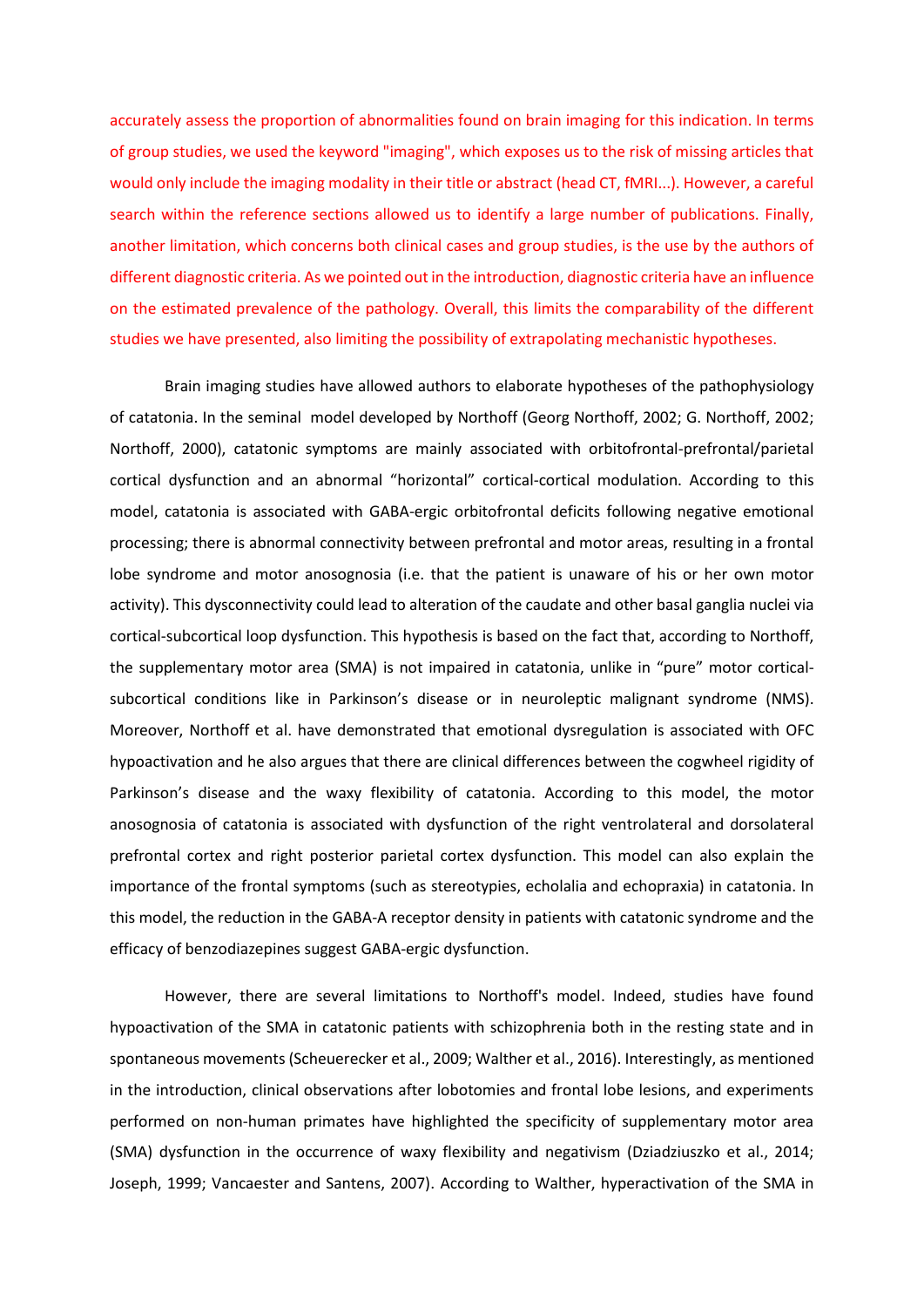accurately assess the proportion of abnormalities found on brain imaging for this indication. In terms of group studies, we used the keyword "imaging", which exposes us to the risk of missing articles that would only include the imaging modality in their title or abstract (head CT, fMRI...). However, a careful search within the reference sections allowed us to identify a large number of publications. Finally, another limitation, which concerns both clinical cases and group studies, is the use by the authors of different diagnostic criteria. As we pointed out in the introduction, diagnostic criteria have an influence on the estimated prevalence of the pathology. Overall, this limits the comparability of the different studies we have presented, also limiting the possibility of extrapolating mechanistic hypotheses.

Brain imaging studies have allowed authors to elaborate hypotheses of the pathophysiology of catatonia. In the seminal model developed by Northoff (Georg Northoff, 2002; G. Northoff, 2002; Northoff, 2000), catatonic symptoms are mainly associated with orbitofrontal-prefrontal/parietal cortical dysfunction and an abnormal "horizontal" cortical-cortical modulation. According to this model, catatonia is associated with GABA-ergic orbitofrontal deficits following negative emotional processing; there is abnormal connectivity between prefrontal and motor areas, resulting in a frontal lobe syndrome and motor anosognosia (i.e. that the patient is unaware of his or her own motor activity). This dysconnectivity could lead to alteration of the caudate and other basal ganglia nuclei via cortical-subcortical loop dysfunction. This hypothesis is based on the fact that, according to Northoff, the supplementary motor area (SMA) is not impaired in catatonia, unlike in "pure" motor cortical-subcortical conditions like in Parkinson's disease or in neuroleptic malignant syndrome (NMS). Moreover, Northoff et al. have demonstrated that emotional dysregulation is associated with OFC hypoactivation and he also argues that there are clinical differences between the cogwheel rigidity of Parkinson's disease and the waxy flexibility of catatonia. According to this model, the motor anosognosia of catatonia is associated with dysfunction of the right ventrolateral and dorsolateral prefrontal cortex and right posterior parietal cortex dysfunction. This model can also explain the importance of the frontal symptoms (such as stereotypies, echolalia and echopraxia) in catatonia. In this model, the reduction in the GABA-A receptor density in patients with catatonic syndrome and the efficacy of benzodiazepines suggest GABA-ergic dysfunction.

However, there are several limitations to Northoff's model. Indeed, studies have found hypoactivation of the SMA in catatonic patients with schizophrenia both in the resting state and in spontaneous movements (Scheuerecker et al., 2009; Walther et al., 2016). Interestingly, as mentioned in the introduction, clinical observations after lobotomies and frontal lobe lesions, and experiments performed on non-human primates have highlighted the specificity of supplementary motor area (SMA) dysfunction in the occurrence of waxy flexibility and negativism (Dziadziuszko et al., 2014; Joseph, 1999; Vancaester and Santens, 2007). According to Walther, hyperactivation of the SMA in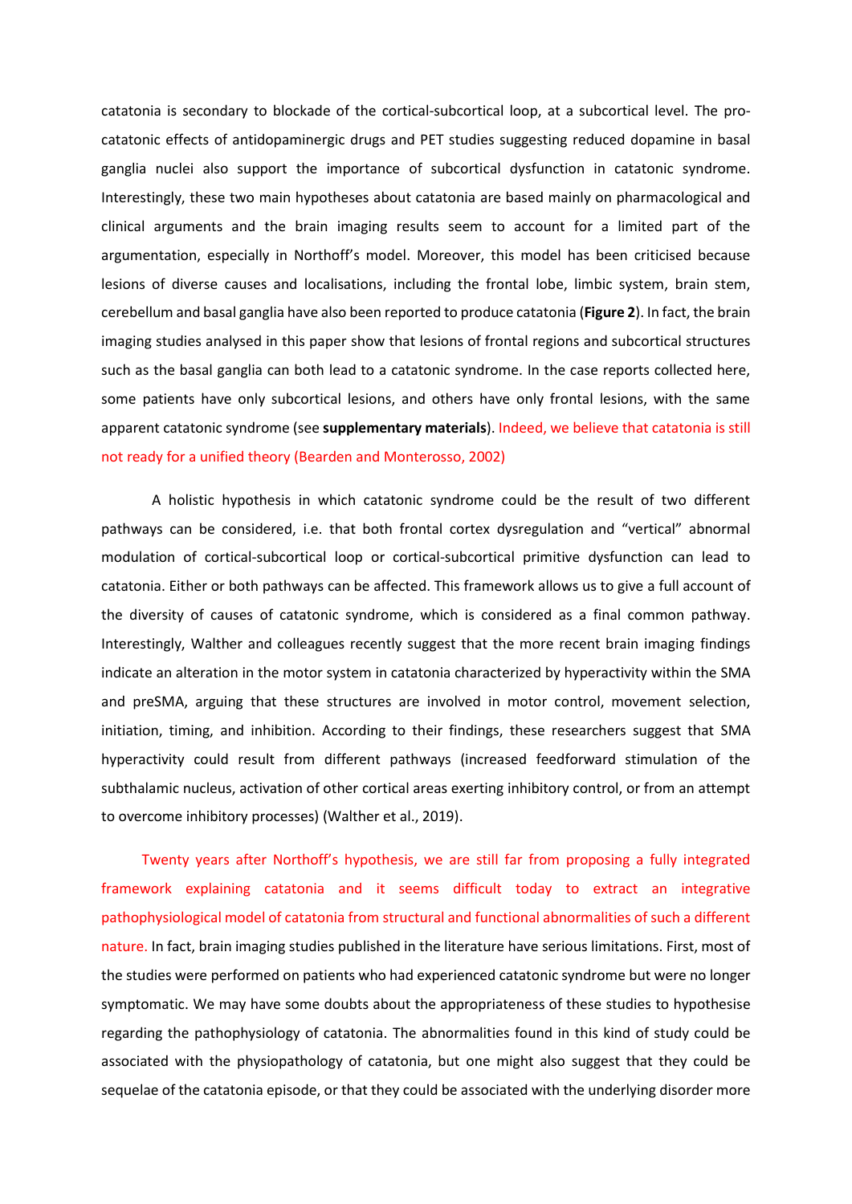catatonia is secondary to blockade of the cortical-subcortical loop, at a subcortical level. The pro-catatonic effects of antidopaminergic drugs and PET studies suggesting reduced dopamine in basal ganglia nuclei also support the importance of subcortical dysfunction in catatonic syndrome. Interestingly, these two main hypotheses about catatonia are based mainly on pharmacological and clinical arguments and the brain imaging results seem to account for a limited part of the argumentation, especially in Northoff's model. Moreover, this model has been criticised because lesions of diverse causes and localisations, including the frontal lobe, limbic system, brain stem, cerebellum and basal ganglia have also been reported to produce catatonia (**Figure 2**). In fact, the brain imaging studies analysed in this paper show that lesions of frontal regions and subcortical structures such as the basal ganglia can both lead to a catatonic syndrome. In the case reports collected here, some patients have only subcortical lesions, and others have only frontal lesions, with the same apparent catatonic syndrome (see **supplementary materials**). Indeed, we believe that catatonia is still not ready for a unified theory (Bearden and Monterosso, 2002)

A holistic hypothesis in which catatonic syndrome could be the result of two different pathways can be considered, i.e. that both frontal cortex dysregulation and "vertical" abnormal modulation of cortical-subcortical loop or cortical-subcortical primitive dysfunction can lead to catatonia. Either or both pathways can be affected. This framework allows us to give a full account of the diversity of causes of catatonic syndrome, which is considered as a final common pathway. Interestingly, Walther and colleagues recently suggest that the more recent brain imaging findings indicate an alteration in the motor system in catatonia characterized by hyperactivity within the SMA and preSMA, arguing that these structures are involved in motor control, movement selection, initiation, timing, and inhibition. According to their findings, these researchers suggest that SMA hyperactivity could result from different pathways (increased feedforward stimulation of the subthalamic nucleus, activation of other cortical areas exerting inhibitory control, or from an attempt to overcome inhibitory processes) (Walther et al., 2019).

Twenty years after Northoff's hypothesis, we are still far from proposing a fully integrated framework explaining catatonia and it seems difficult today to extract an integrative pathophysiological model of catatonia from structural and functional abnormalities of such a different nature. In fact, brain imaging studies published in the literature have serious limitations. First, most of the studies were performed on patients who had experienced catatonic syndrome but were no longer symptomatic. We may have some doubts about the appropriateness of these studies to hypothesise regarding the pathophysiology of catatonia. The abnormalities found in this kind of study could be associated with the physiopathology of catatonia, but one might also suggest that they could be sequelae of the catatonia episode, or that they could be associated with the underlying disorder more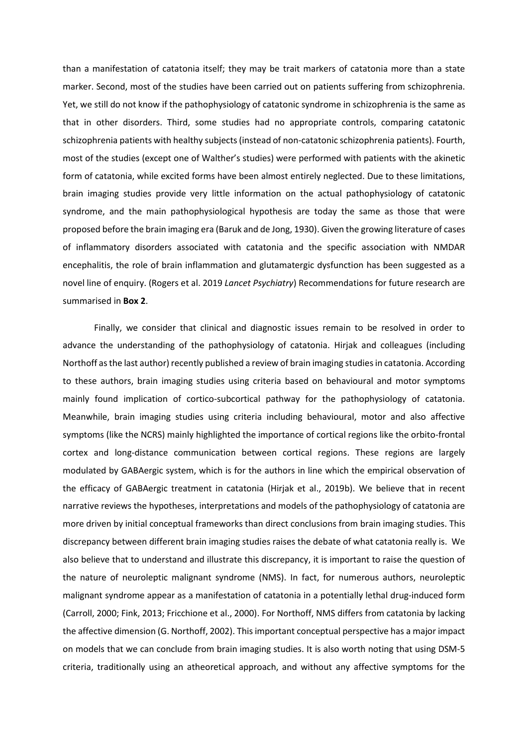than a manifestation of catatonia itself; they may be trait markers of catatonia more than a state marker. Second, most of the studies have been carried out on patients suffering from schizophrenia. Yet, we still do not know if the pathophysiology of catatonic syndrome in schizophrenia is the same as that in other disorders. Third, some studies had no appropriate controls, comparing catatonic schizophrenia patients with healthy subjects (instead of non-catatonic schizophrenia patients). Fourth, most of the studies (except one of Walther's studies) were performed with patients with the akinetic form of catatonia, while excited forms have been almost entirely neglected. Due to these limitations, brain imaging studies provide very little information on the actual pathophysiology of catatonic syndrome, and the main pathophysiological hypothesis are today the same as those that were proposed before the brain imaging era (Baruk and de Jong, 1930). Given the growing literature of cases of inflammatory disorders associated with catatonia and the specific association with NMDAR encephalitis, the role of brain inflammation and glutamatergic dysfunction has been suggested as a novel line of enquiry. (Rogers et al. 2019 *Lancet Psychiatry*) Recommendations for future research are summarised in **Box 2**.

Finally, we consider that clinical and diagnostic issues remain to be resolved in order to advance the understanding of the pathophysiology of catatonia. Hirjak and colleagues (including Northoff as the last author) recently published a review of brain imaging studies in catatonia. According to these authors, brain imaging studies using criteria based on behavioural and motor symptoms mainly found implication of cortico-subcortical pathway for the pathophysiology of catatonia. Meanwhile, brain imaging studies using criteria including behavioural, motor and also affective symptoms (like the NCRS) mainly highlighted the importance of cortical regions like the orbito-frontal cortex and long-distance communication between cortical regions. These regions are largely modulated by GABAergic system, which is for the authors in line which the empirical observation of the efficacy of GABAergic treatment in catatonia (Hirjak et al., 2019b). We believe that in recent narrative reviews the hypotheses, interpretations and models of the pathophysiology of catatonia are more driven by initial conceptual frameworks than direct conclusions from brain imaging studies. This discrepancy between different brain imaging studies raises the debate of what catatonia really is. We also believe that to understand and illustrate this discrepancy, it is important to raise the question of the nature of neuroleptic malignant syndrome (NMS). In fact, for numerous authors, neuroleptic malignant syndrome appear as a manifestation of catatonia in a potentially lethal drug-induced form (Carroll, 2000; Fink, 2013; Fricchione et al., 2000). For Northoff, NMS differs from catatonia by lacking the affective dimension (G. Northoff, 2002). This important conceptual perspective has a major impact on models that we can conclude from brain imaging studies. It is also worth noting that using DSM-5 criteria, traditionally using an atheoretical approach, and without any affective symptoms for the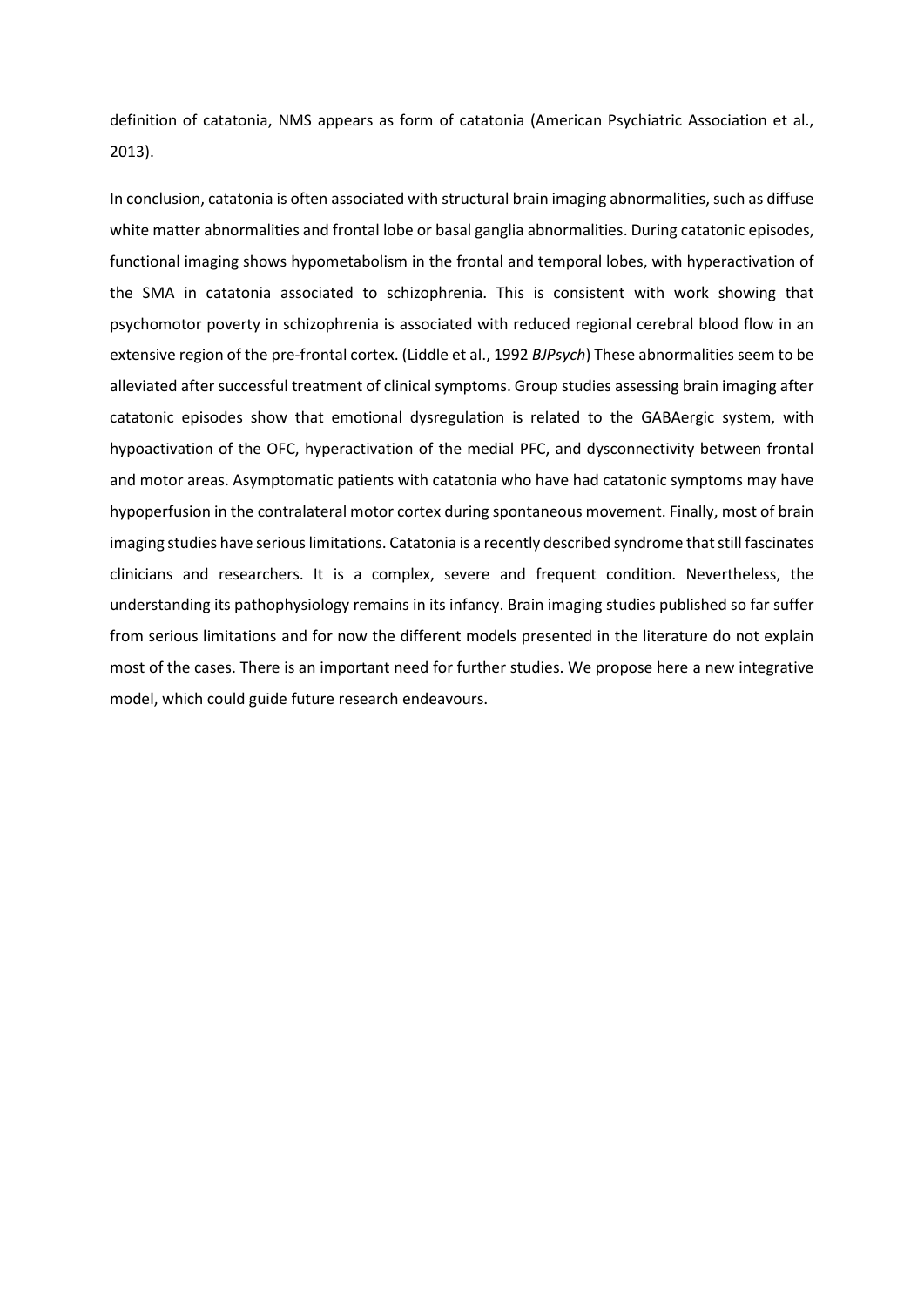definition of catatonia, NMS appears as form of catatonia (American Psychiatric Association et al., 2013).

In conclusion, catatonia is often associated with structural brain imaging abnormalities, such as diffuse white matter abnormalities and frontal lobe or basal ganglia abnormalities. During catatonic episodes, functional imaging shows hypometabolism in the frontal and temporal lobes, with hyperactivation of the SMA in catatonia associated to schizophrenia. This is consistent with work showing that psychomotor poverty in schizophrenia is associated with reduced regional cerebral blood flow in an extensive region of the pre-frontal cortex. (Liddle et al., 1992 *BJPsych*) These abnormalities seem to be alleviated after successful treatment of clinical symptoms. Group studies assessing brain imaging after catatonic episodes show that emotional dysregulation is related to the GABAergic system, with hypoactivation of the OFC, hyperactivation of the medial PFC, and dysconnectivity between frontal and motor areas. Asymptomatic patients with catatonia who have had catatonic symptoms may have hypoperfusion in the contralateral motor cortex during spontaneous movement. Finally, most of brain imaging studies have serious limitations. Catatonia is a recently described syndrome that still fascinates clinicians and researchers. It is a complex, severe and frequent condition. Nevertheless, the understanding its pathophysiology remains in its infancy. Brain imaging studies published so far suffer from serious limitations and for now the different models presented in the literature do not explain most of the cases. There is an important need for further studies. We propose here a new integrative model, which could guide future research endeavours.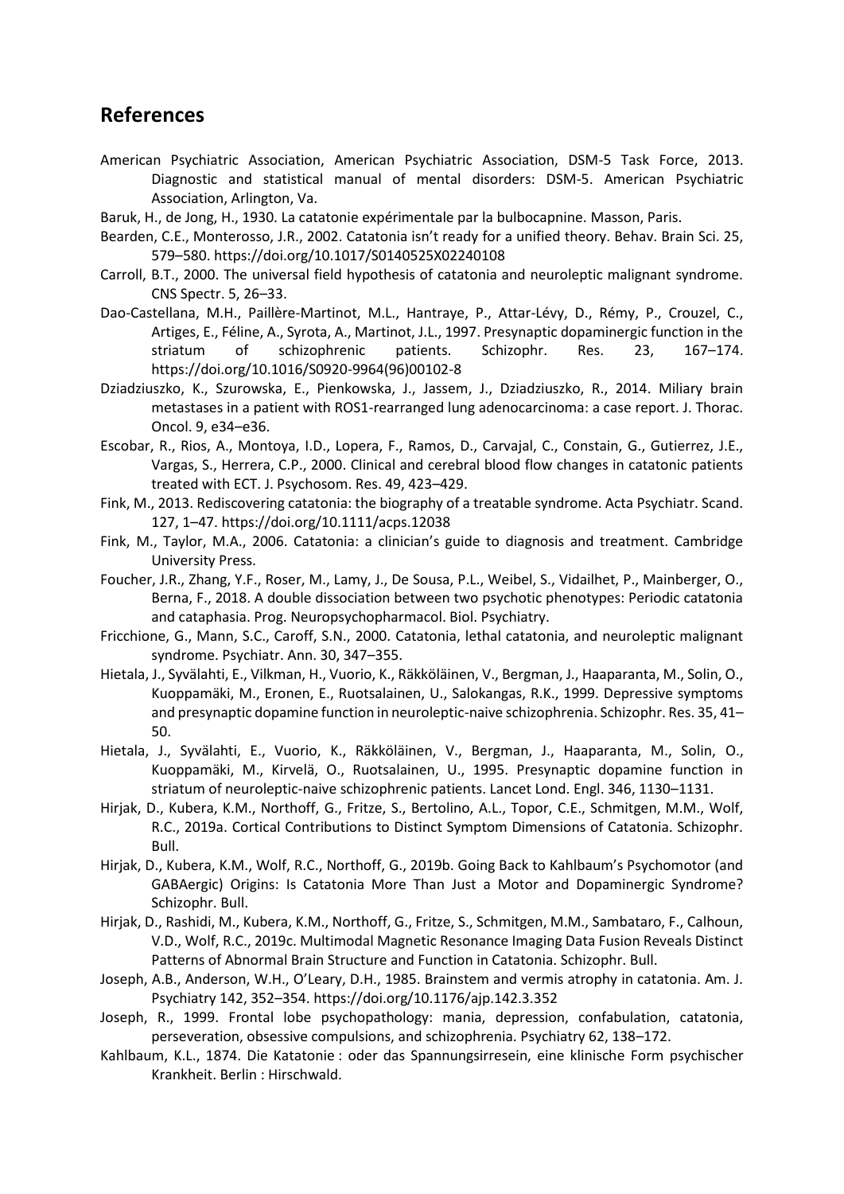## References

American Psychiatric Association, American Psychiatric Association, DSM-5 Task Force, 2013. Diagnostic and statistical manual of mental disorders: DSM-5. American Psychiatric Association, Arlington, Va.

Baruk, H., de Jong, H., 1930. La catatonie expérimentale par la bulbocapnine. Masson, Paris.

Bearden, C.E., Monterosso, J.R., 2002. Catatonia isn't ready for a unified theory. Behav. Brain Sci. 25, 579–580. https://doi.org/10.1017/S0140525X02240108

Carroll, B.T., 2000. The universal field hypothesis of catatonia and neuroleptic malignant syndrome. CNS Spectr. 5, 26–33.

Dao-Castellana, M.H., Paillère-Martinot, M.L., Hantraye, P., Attar-Lévy, D., Rémy, P., Crouzel, C., Artiges, E., Féline, A., Syrota, A., Martinot, J.L., 1997. Presynaptic dopaminergic function in the striatum of schizophrenic patients. Schizophr. Res. 23, 167–174. https://doi.org/10.1016/S0920-9964(96)00102-8

Dziadziuszko, K., Szurowska, E., Pienkowska, J., Jassem, J., Dziadziuszko, R., 2014. Miliary brain metastases in a patient with ROS1-rearranged lung adenocarcinoma: a case report. J. Thorac. Oncol. 9, e34–e36.

Escobar, R., Rios, A., Montoya, I.D., Lopera, F., Ramos, D., Carvajal, C., Constain, G., Gutierrez, J.E., Vargas, S., Herrera, C.P., 2000. Clinical and cerebral blood flow changes in catatonic patients treated with ECT. J. Psychosom. Res. 49, 423–429.

Fink, M., 2013. Rediscovering catatonia: the biography of a treatable syndrome. Acta Psychiatr. Scand. 127, 1–47. https://doi.org/10.1111/acps.12038

Fink, M., Taylor, M.A., 2006. Catatonia: a clinician's guide to diagnosis and treatment. Cambridge University Press.

Foucher, J.R., Zhang, Y.F., Roser, M., Lamy, J., De Sousa, P.L., Weibel, S., Vidailhet, P., Mainberger, O., Berna, F., 2018. A double dissociation between two psychotic phenotypes: Periodic catatonia and cataphasia. Prog. Neuropsychopharmacol. Biol. Psychiatry.

Fricchione, G., Mann, S.C., Caroff, S.N., 2000. Catatonia, lethal catatonia, and neuroleptic malignant syndrome. Psychiatr. Ann. 30, 347–355.

Hietala, J., Syvälahti, E., Vilkman, H., Vuorio, K., Räkköläinen, V., Bergman, J., Haaparanta, M., Solin, O., Kuoppamäki, M., Eronen, E., Ruotsalainen, U., Salokangas, R.K., 1999. Depressive symptoms and presynaptic dopamine function in neuroleptic-naive schizophrenia. Schizophr. Res. 35, 41–50.

Hietala, J., Syvälahti, E., Vuorio, K., Räkköläinen, V., Bergman, J., Haaparanta, M., Solin, O., Kuoppamäki, M., Kirvelä, O., Ruotsalainen, U., 1995. Presynaptic dopamine function in striatum of neuroleptic-naive schizophrenic patients. Lancet Lond. Engl. 346, 1130–1131.

Hirjak, D., Kubera, K.M., Northoff, G., Fritze, S., Bertolino, A.L., Topor, C.E., Schmitgen, M.M., Wolf, R.C., 2019a. Cortical Contributions to Distinct Symptom Dimensions of Catatonia. Schizophr. Bull.

Hirjak, D., Kubera, K.M., Wolf, R.C., Northoff, G., 2019b. Going Back to Kahlbaum's Psychomotor (and GABAergic) Origins: Is Catatonia More Than Just a Motor and Dopaminergic Syndrome? Schizophr. Bull.

Hirjak, D., Rashidi, M., Kubera, K.M., Northoff, G., Fritze, S., Schmitgen, M.M., Sambataro, F., Calhoun, V.D., Wolf, R.C., 2019c. Multimodal Magnetic Resonance Imaging Data Fusion Reveals Distinct Patterns of Abnormal Brain Structure and Function in Catatonia. Schizophr. Bull.

Joseph, A.B., Anderson, W.H., O'Leary, D.H., 1985. Brainstem and vermis atrophy in catatonia. Am. J. Psychiatry 142, 352–354. https://doi.org/10.1176/ajp.142.3.352

Joseph, R., 1999. Frontal lobe psychopathology: mania, depression, confabulation, catatonia, perseveration, obsessive compulsions, and schizophrenia. Psychiatry 62, 138–172.

Kahlbaum, K.L., 1874. Die Katatonie : oder das Spannungsirresein, eine klinische Form psychischer Krankheit. Berlin : Hirschwald.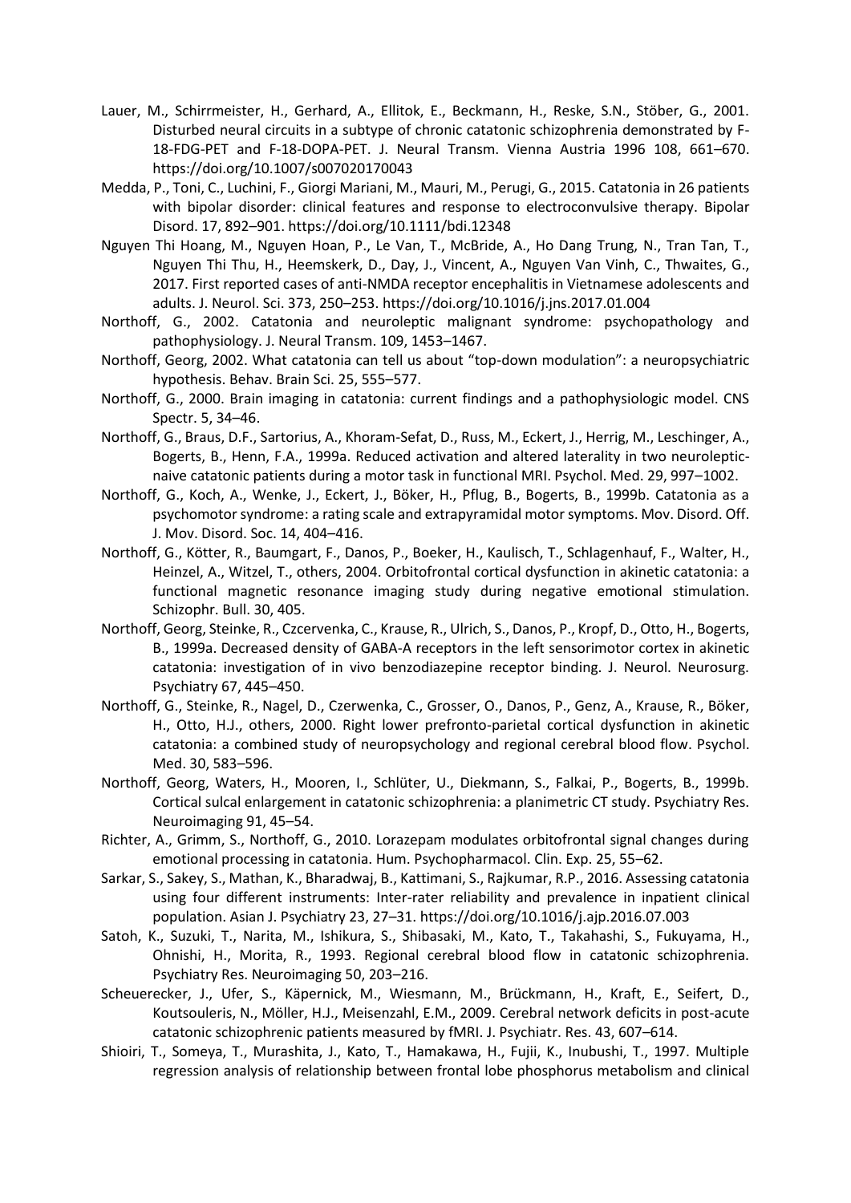Lauer, M., Schirrmeister, H., Gerhard, A., Ellitok, E., Beckmann, H., Reske, S.N., Stöber, G., 2001. Disturbed neural circuits in a subtype of chronic catatonic schizophrenia demonstrated by F-18-FDG-PET and F-18-DOPA-PET. J. Neural Transm. Vienna Austria 1996 108, 661–670. https://doi.org/10.1007/s007020170043

Medda, P., Toni, C., Luchini, F., Giorgi Mariani, M., Mauri, M., Perugi, G., 2015. Catatonia in 26 patients with bipolar disorder: clinical features and response to electroconvulsive therapy. Bipolar Disord. 17, 892–901. https://doi.org/10.1111/bdi.12348

Nguyen Thi Hoang, M., Nguyen Hoan, P., Le Van, T., McBride, A., Ho Dang Trung, N., Tran Tan, T., Nguyen Thi Thu, H., Heemskerk, D., Day, J., Vincent, A., Nguyen Van Vinh, C., Thwaites, G., 2017. First reported cases of anti-NMDA receptor encephalitis in Vietnamese adolescents and adults. J. Neurol. Sci. 373, 250–253. https://doi.org/10.1016/j.jns.2017.01.004

Northoff, G., 2002. Catatonia and neuroleptic malignant syndrome: psychopathology and pathophysiology. J. Neural Transm. 109, 1453–1467.

Northoff, Georg, 2002. What catatonia can tell us about "top-down modulation": a neuropsychiatric hypothesis. Behav. Brain Sci. 25, 555–577.

Northoff, G., 2000. Brain imaging in catatonia: current findings and a pathophysiologic model. CNS Spectr. 5, 34–46.

Northoff, G., Braus, D.F., Sartorius, A., Khoram-Sefat, D., Russ, M., Eckert, J., Herrig, M., Leschinger, A., Bogerts, B., Henn, F.A., 1999a. Reduced activation and altered laterality in two neuroleptic-naive catatonic patients during a motor task in functional MRI. Psychol. Med. 29, 997–1002.

Northoff, G., Koch, A., Wenke, J., Eckert, J., Böker, H., Pflug, B., Bogerts, B., 1999b. Catatonia as a psychomotor syndrome: a rating scale and extrapyramidal motor symptoms. Mov. Disord. Off. J. Mov. Disord. Soc. 14, 404–416.

Northoff, G., Kötter, R., Baumgart, F., Danos, P., Boeker, H., Kaulisch, T., Schlagenhauf, F., Walter, H., Heinzel, A., Witzel, T., others, 2004. Orbitofrontal cortical dysfunction in akinetic catatonia: a functional magnetic resonance imaging study during negative emotional stimulation. Schizophr. Bull. 30, 405.

Northoff, Georg, Steinke, R., Czcervenka, C., Krause, R., Ulrich, S., Danos, P., Kropf, D., Otto, H., Bogerts, B., 1999a. Decreased density of GABA-A receptors in the left sensorimotor cortex in akinetic catatonia: investigation of in vivo benzodiazepine receptor binding. J. Neurol. Neurosurg. Psychiatry 67, 445–450.

Northoff, G., Steinke, R., Nagel, D., Czerwenka, C., Grosser, O., Danos, P., Genz, A., Krause, R., Böker, H., Otto, H.J., others, 2000. Right lower prefronto-parietal cortical dysfunction in akinetic catatonia: a combined study of neuropsychology and regional cerebral blood flow. Psychol. Med. 30, 583–596.

Northoff, Georg, Waters, H., Mooren, I., Schlüter, U., Diekmann, S., Falkai, P., Bogerts, B., 1999b. Cortical sulcal enlargement in catatonic schizophrenia: a planimetric CT study. Psychiatry Res. Neuroimaging 91, 45–54.

Richter, A., Grimm, S., Northoff, G., 2010. Lorazepam modulates orbitofrontal signal changes during emotional processing in catatonia. Hum. Psychopharmacol. Clin. Exp. 25, 55–62.

Sarkar, S., Sakey, S., Mathan, K., Bharadwaj, B., Kattimani, S., Rajkumar, R.P., 2016. Assessing catatonia using four different instruments: Inter-rater reliability and prevalence in inpatient clinical population. Asian J. Psychiatry 23, 27–31. https://doi.org/10.1016/j.ajp.2016.07.003

Satoh, K., Suzuki, T., Narita, M., Ishikura, S., Shibasaki, M., Kato, T., Takahashi, S., Fukuyama, H., Ohnishi, H., Morita, R., 1993. Regional cerebral blood flow in catatonic schizophrenia. Psychiatry Res. Neuroimaging 50, 203–216.

Scheuerecker, J., Ufer, S., Käpernick, M., Wiesmann, M., Brückmann, H., Kraft, E., Seifert, D., Koutsouleris, N., Möller, H.J., Meisenzahl, E.M., 2009. Cerebral network deficits in post-acute catatonic schizophrenic patients measured by fMRI. J. Psychiatr. Res. 43, 607–614.

Shioiri, T., Someya, T., Murashita, J., Kato, T., Hamakawa, H., Fujii, K., Inubushi, T., 1997. Multiple regression analysis of relationship between frontal lobe phosphorus metabolism and clinical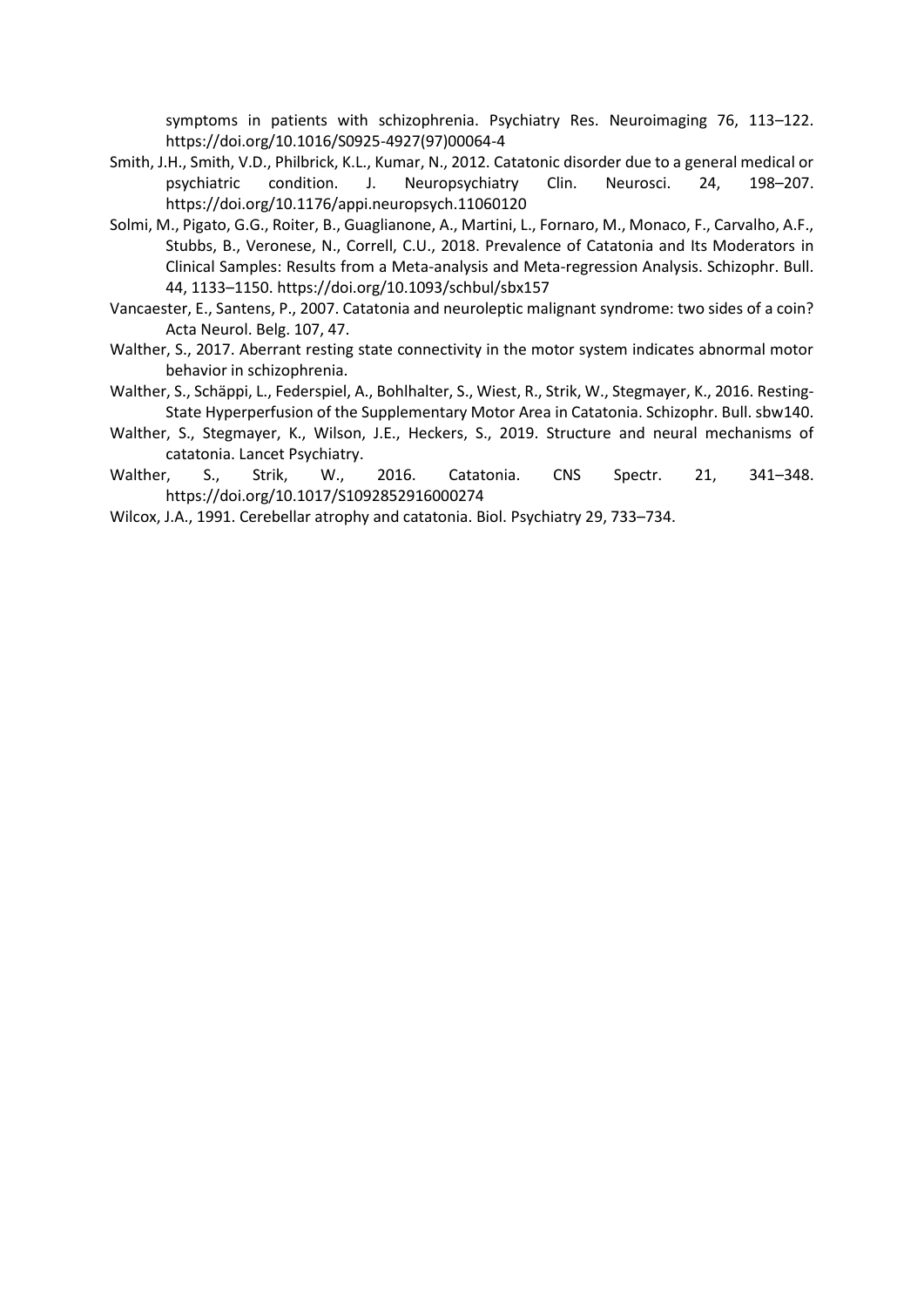symptoms in patients with schizophrenia. Psychiatry Res. Neuroimaging 76, 113–122. https://doi.org/10.1016/S0925-4927(97)00064-4

Smith, J.H., Smith, V.D., Philbrick, K.L., Kumar, N., 2012. Catatonic disorder due to a general medical or psychiatric condition. J. Neuropsychiatry Clin. Neurosci. 24, 198–207. https://doi.org/10.1176/appi.neuropsych.11060120

Solmi, M., Pigato, G.G., Roiter, B., Guaglianone, A., Martini, L., Fornaro, M., Monaco, F., Carvalho, A.F., Stubbs, B., Veronese, N., Correll, C.U., 2018. Prevalence of Catatonia and Its Moderators in Clinical Samples: Results from a Meta-analysis and Meta-regression Analysis. Schizophr. Bull. 44, 1133–1150. https://doi.org/10.1093/schbul/sbx157

Vancaester, E., Santens, P., 2007. Catatonia and neuroleptic malignant syndrome: two sides of a coin? Acta Neurol. Belg. 107, 47.

Walther, S., 2017. Aberrant resting state connectivity in the motor system indicates abnormal motor behavior in schizophrenia.

Walther, S., Schäppi, L., Federspiel, A., Bohlhalter, S., Wiest, R., Strik, W., Stegmayer, K., 2016. Resting-State Hyperperfusion of the Supplementary Motor Area in Catatonia. Schizophr. Bull. sbw140.

Walther, S., Stegmayer, K., Wilson, J.E., Heckers, S., 2019. Structure and neural mechanisms of catatonia. Lancet Psychiatry.

Walther, S., Strik, W., 2016. Catatonia. CNS Spectr. 21, 341–348. https://doi.org/10.1017/S1092852916000274

Wilcox, J.A., 1991. Cerebellar atrophy and catatonia. Biol. Psychiatry 29, 733–734.